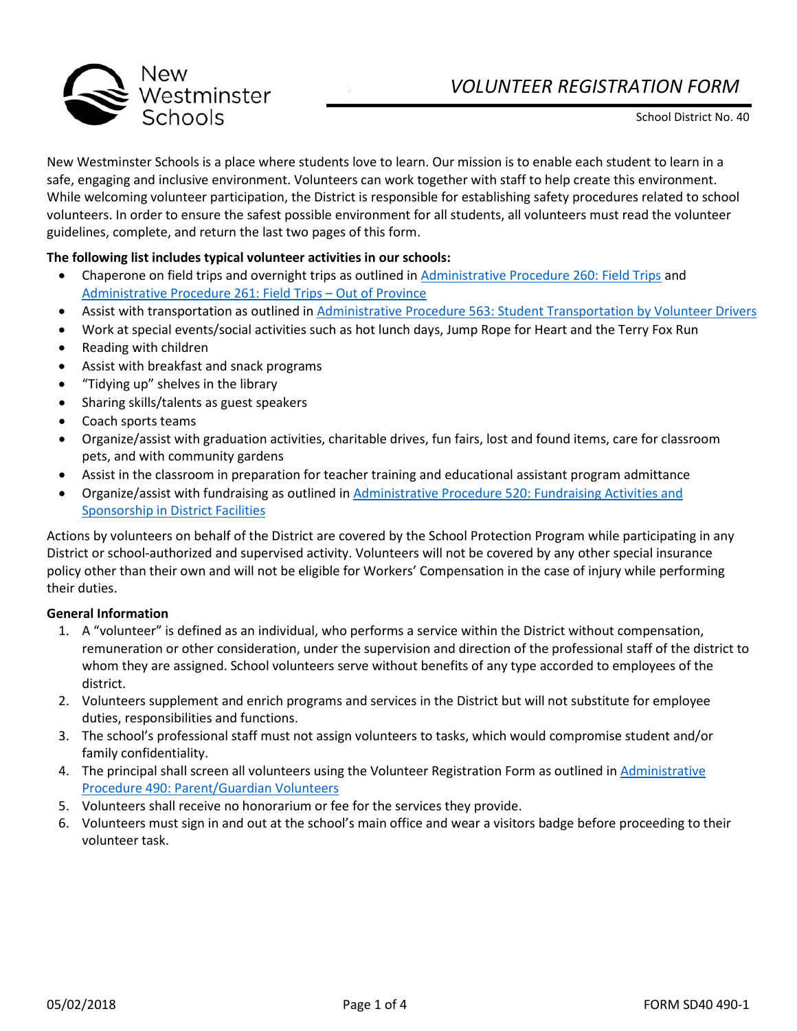New Westminster Schools

# *VOLUNTEER REGISTRATION FORM*

School District No. 40

New Westminster Schools is a place where students love to learn. Our mission is to enable each student to learn in a safe, engaging and inclusive environment. Volunteers can work together with staff to help create this environment. While welcoming volunteer participation, the District is responsible for establishing safety procedures related to school volunteers. In order to ensure the safest possible environment for all students, all volunteers must read the volunteer guidelines, complete, and return the last two pages of this form.

**The following list includes typical volunteer activities in our schools:**

- Chaperone on field trips and overnight trips as outlined in Administrative Procedure 260: Field Trips and Administrative Procedure 261: Field Trips – Out of Province
- Assist with transportation as outlined in Administrative Procedure 563: Student Transportation by Volunteer Drivers
- Work at special events/social activities such as hot lunch days, Jump Rope for Heart and the Terry Fox Run
- Reading with children
- Assist with breakfast and snack programs
- "Tidying up" shelves in the library
- Sharing skills/talents as guest speakers
- Coach sports teams
- Organize/assist with graduation activities, charitable drives, fun fairs, lost and found items, care for classroom pets, and with community gardens
- Assist in the classroom in preparation for teacher training and educational assistant program admittance
- Organize/assist with fundraising as outlined in Administrative Procedure 520: Fundraising Activities and Sponsorship in District Facilities

Actions by volunteers on behalf of the District are covered by the School Protection Program while participating in any District or school-authorized and supervised activity. Volunteers will not be covered by any other special insurance policy other than their own and will not be eligible for Workers' Compensation in the case of injury while performing their duties.

**General Information**

1. A "volunteer" is defined as an individual, who performs a service within the District without compensation, remuneration or other consideration, under the supervision and direction of the professional staff of the district to whom they are assigned. School volunteers serve without benefits of any type accorded to employees of the district.
2. Volunteers supplement and enrich programs and services in the District but will not substitute for employee duties, responsibilities and functions.
3. The school's professional staff must not assign volunteers to tasks, which would compromise student and/or family confidentiality.
4. The principal shall screen all volunteers using the Volunteer Registration Form as outlined in Administrative Procedure 490: Parent/Guardian Volunteers
5. Volunteers shall receive no honorarium or fee for the services they provide.
6. Volunteers must sign in and out at the school's main office and wear a visitors badge before proceeding to their volunteer task.

05/02/2018 FORM SD40 490-1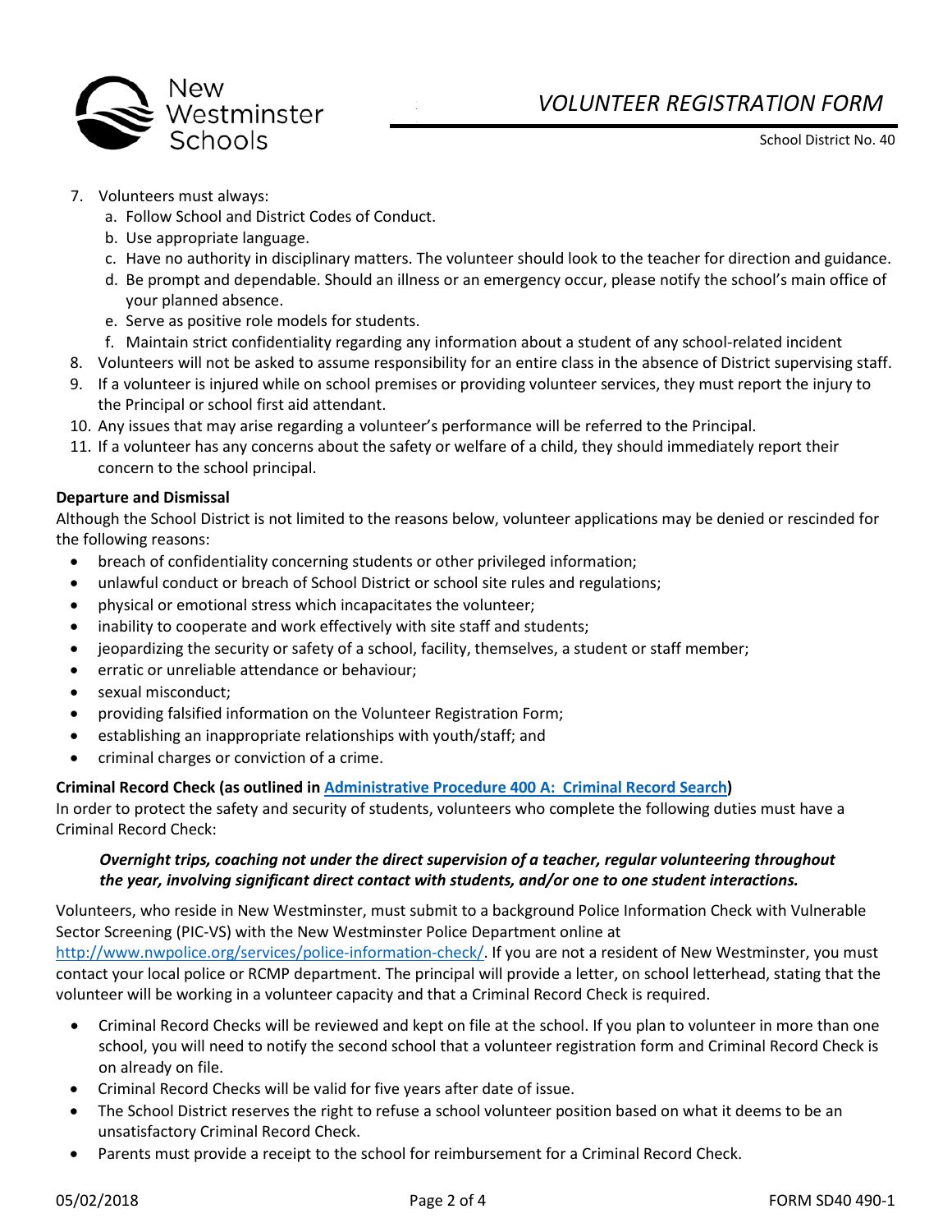7. Volunteers must always:
    a. Follow School and District Codes of Conduct.
    b. Use appropriate language.
    c. Have no authority in disciplinary matters. The volunteer should look to the teacher for direction and guidance.
    d. Be prompt and dependable. Should an illness or an emergency occur, please notify the school's main office of your planned absence.
    e. Serve as positive role models for students.
    f. Maintain strict confidentiality regarding any information about a student of any school-related incident
8. Volunteers will not be asked to assume responsibility for an entire class in the absence of District supervising staff.
9. If a volunteer is injured while on school premises or providing volunteer services, they must report the injury to the Principal or school first aid attendant.
10. Any issues that may arise regarding a volunteer's performance will be referred to the Principal.
11. If a volunteer has any concerns about the safety or welfare of a child, they should immediately report their concern to the school principal.

**Departure and Dismissal**

Although the School District is not limited to the reasons below, volunteer applications may be denied or rescinded for the following reasons:

- breach of confidentiality concerning students or other privileged information;
- unlawful conduct or breach of School District or school site rules and regulations;
- physical or emotional stress which incapacitates the volunteer;
- inability to cooperate and work effectively with site staff and students;
- jeopardizing the security or safety of a school, facility, themselves, a student or staff member;
- erratic or unreliable attendance or behaviour;
- sexual misconduct;
- providing falsified information on the Volunteer Registration Form;
- establishing an inappropriate relationships with youth/staff; and
- criminal charges or conviction of a crime.

**Criminal Record Check (as outlined in [Administrative Procedure 400 A: Criminal Record Search](#))**

In order to protect the safety and security of students, volunteers who complete the following duties must have a Criminal Record Check:

> ***Overnight trips, coaching not under the direct supervision of a teacher, regular volunteering throughout the year, involving significant direct contact with students, and/or one to one student interactions.***

Volunteers, who reside in New Westminster, must submit to a background Police Information Check with Vulnerable Sector Screening (PIC-VS) with the New Westminster Police Department online at http://www.nwpolice.org/services/police-information-check/. If you are not a resident of New Westminster, you must contact your local police or RCMP department. The principal will provide a letter, on school letterhead, stating that the volunteer will be working in a volunteer capacity and that a Criminal Record Check is required.

- Criminal Record Checks will be reviewed and kept on file at the school. If you plan to volunteer in more than one school, you will need to notify the second school that a volunteer registration form and Criminal Record Check is on already on file.
- Criminal Record Checks will be valid for five years after date of issue.
- The School District reserves the right to refuse a school volunteer position based on what it deems to be an unsatisfactory Criminal Record Check.
- Parents must provide a receipt to the school for reimbursement for a Criminal Record Check.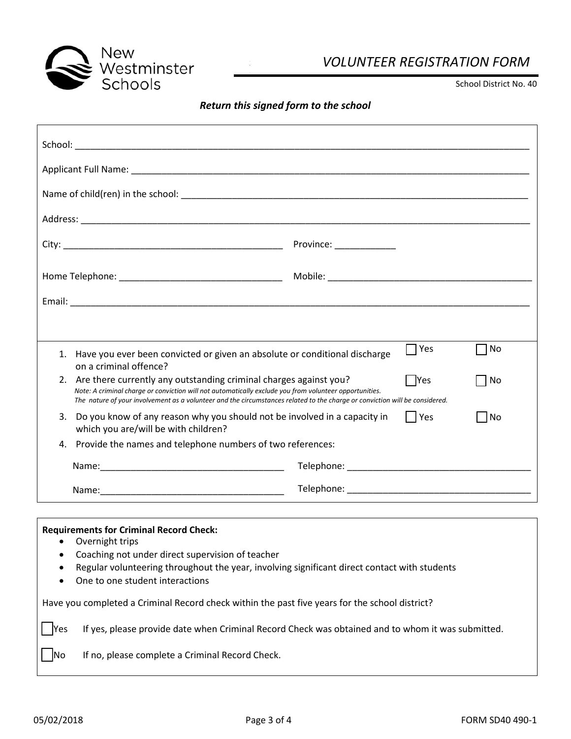New Westminster Schools

# VOLUNTEER REGISTRATION FORM

School District No. 40

***Return this signed form to the school***

School: ______________________________________________________________________________

Applicant Full Name: ______________________________________________________________________

Name of child(ren) in the school: ______________________________________________________________

Address: _____________________________________________________________________________

City: ________________________________________ Province: ____________

Home Telephone: _______________________________ Mobile: ________________________________________

Email: ________________________________________________________________________________

1. Have you ever been convicted or given an absolute or conditional discharge on a criminal offence? ☐ Yes ☐ No
2. Are there currently any outstanding criminal charges against you? ☐ Yes ☐ No
   *Note: A criminal charge or conviction will not automatically exclude you from volunteer opportunities. The nature of your involvement as a volunteer and the circumstances related to the charge or conviction will be considered.*
3. Do you know of any reason why you should not be involved in a capacity in which you are/will be with children? ☐ Yes ☐ No
4. Provide the names and telephone numbers of two references:

   Name: ____________________________________ Telephone: ____________________________________

   Name: ____________________________________ Telephone: ____________________________________

**Requirements for Criminal Record Check:**

- Overnight trips
- Coaching not under direct supervision of teacher
- Regular volunteering throughout the year, involving significant direct contact with students
- One to one student interactions

Have you completed a Criminal Record check within the past five years for the school district?

☐ Yes If yes, please provide date when Criminal Record Check was obtained and to whom it was submitted.

☐ No If no, please complete a Criminal Record Check.

05/02/2018 FORM SD40 490-1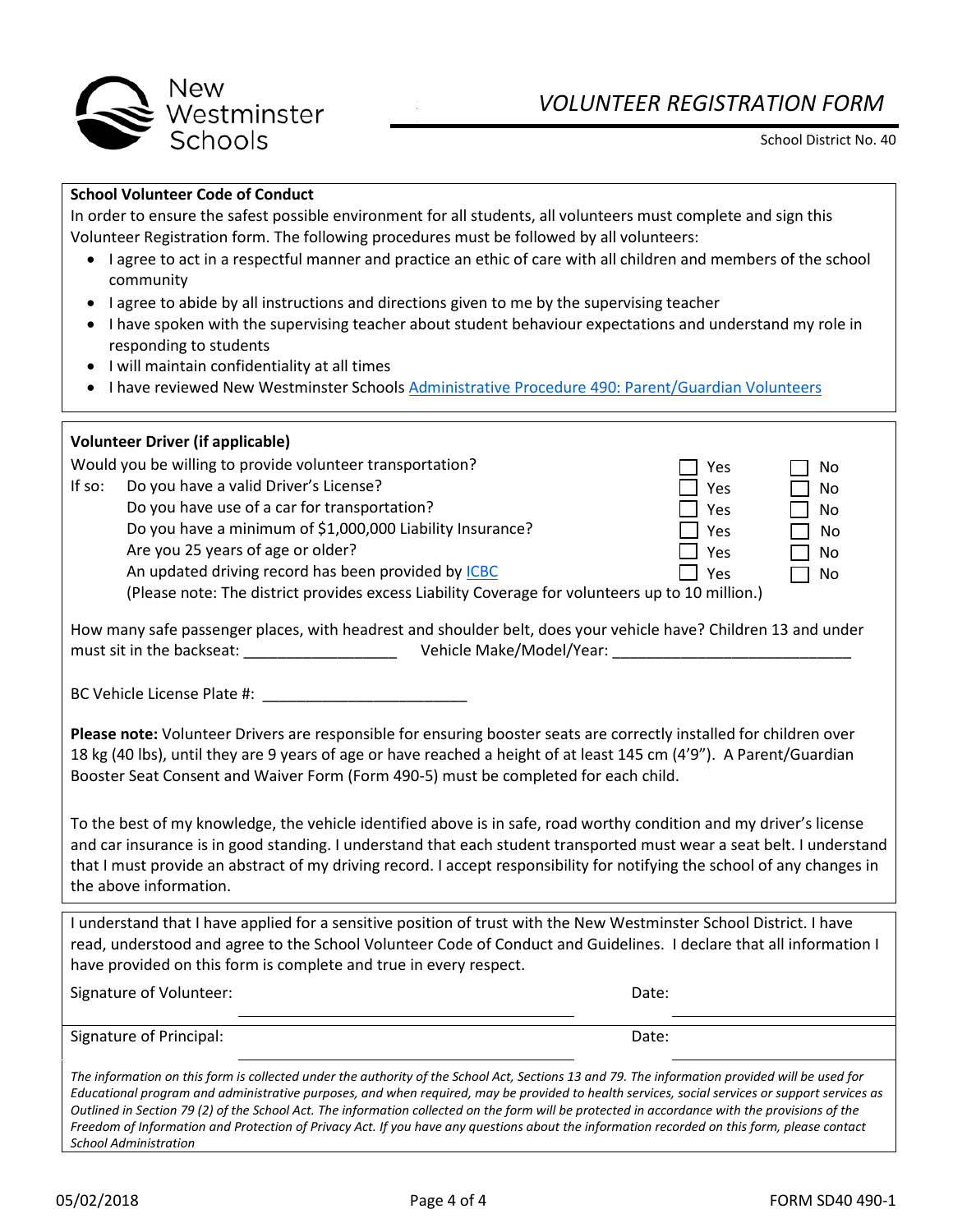New Westminster Schools

# VOLUNTEER REGISTRATION FORM

School District No. 40

**School Volunteer Code of Conduct**

In order to ensure the safest possible environment for all students, all volunteers must complete and sign this Volunteer Registration form. The following procedures must be followed by all volunteers:

- I agree to act in a respectful manner and practice an ethic of care with all children and members of the school community
- I agree to abide by all instructions and directions given to me by the supervising teacher
- I have spoken with the supervising teacher about student behaviour expectations and understand my role in responding to students
- I will maintain confidentiality at all times
- I have reviewed New Westminster Schools Administrative Procedure 490: Parent/Guardian Volunteers

**Volunteer Driver (if applicable)**

| | | |
|---|---|---|
| Would you be willing to provide volunteer transportation? | ☐ Yes | ☐ No |
| If so: Do you have a valid Driver's License? | ☐ Yes | ☐ No |
| Do you have use of a car for transportation? | ☐ Yes | ☐ No |
| Do you have a minimum of $1,000,000 Liability Insurance? | ☐ Yes | ☐ No |
| Are you 25 years of age or older? | ☐ Yes | ☐ No |
| An updated driving record has been provided by ICBC | ☐ Yes | ☐ No |

(Please note: The district provides excess Liability Coverage for volunteers up to 10 million.)

How many safe passenger places, with headrest and shoulder belt, does your vehicle have? Children 13 and under must sit in the backseat: __________________ Vehicle Make/Model/Year: ____________________________

BC Vehicle License Plate #: ________________________

**Please note:** Volunteer Drivers are responsible for ensuring booster seats are correctly installed for children over 18 kg (40 lbs), until they are 9 years of age or have reached a height of at least 145 cm (4'9"). A Parent/Guardian Booster Seat Consent and Waiver Form (Form 490-5) must be completed for each child.

To the best of my knowledge, the vehicle identified above is in safe, road worthy condition and my driver's license and car insurance is in good standing. I understand that each student transported must wear a seat belt. I understand that I must provide an abstract of my driving record. I accept responsibility for notifying the school of any changes in the above information.

I understand that I have applied for a sensitive position of trust with the New Westminster School District. I have read, understood and agree to the School Volunteer Code of Conduct and Guidelines. I declare that all information I have provided on this form is complete and true in every respect.

Signature of Volunteer: ______________________ Date: ______________

Signature of Principal: ______________________ Date: ______________

*The information on this form is collected under the authority of the School Act, Sections 13 and 79. The information provided will be used for Educational program and administrative purposes, and when required, may be provided to health services, social services or support services as Outlined in Section 79 (2) of the School Act. The information collected on the form will be protected in accordance with the provisions of the Freedom of Information and Protection of Privacy Act. If you have any questions about the information recorded on this form, please contact School Administration*

05/02/2018 FORM SD40 490-1